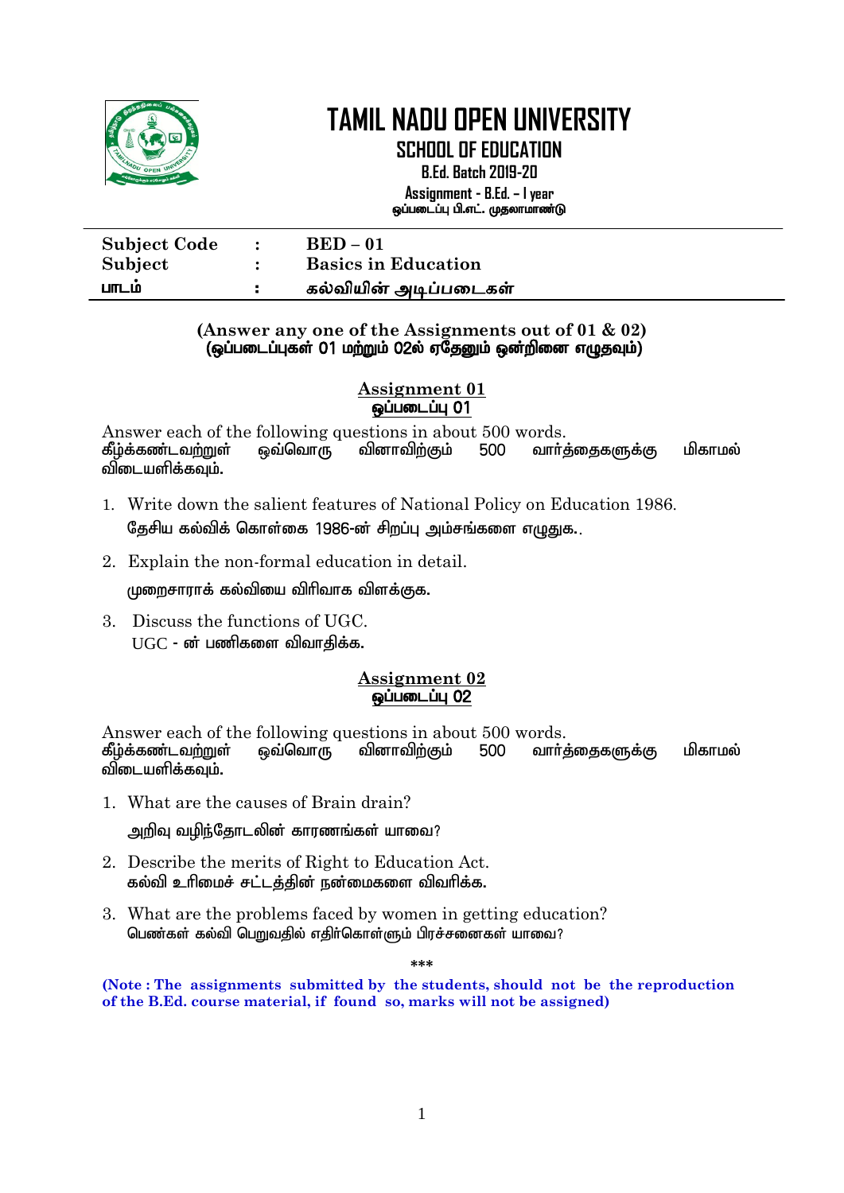# TAMIL NADU OPEN UNIVERSITY

## SCHOOL OF EDUCATION

**B.Ed. Batch 2019-20**

**Assignment - B.Ed. – I year**
**ஒப்படைப்பு பி.எட். முதலாமாண்டு**

| | | |
|---|---|---|
| **Subject Code** | **:** | **BED – 01** |
| **Subject** | **:** | **Basics in Education** |
| **பாடம்** | **:** | **கல்வியின் அடிப்படைகள்** |

**(Answer any one of the Assignments out of 01 & 02)**
**(ஒப்படைப்புகள் 01 மற்றும் 02ல் ஏதேனும் ஒன்றினை எழுதவும்)**

### Assignment 01
### ஒப்படைப்பு 01

Answer each of the following questions in about 500 words.
கீழ்க்கண்டவற்றுள் ஒவ்வொரு வினாவிற்கும் 500 வார்த்தைகளுக்கு மிகாமல் விடையளிக்கவும்.

1. Write down the salient features of National Policy on Education 1986.
   தேசிய கல்விக் கொள்கை 1986-ன் சிறப்பு அம்சங்களை எழுதுக..
2. Explain the non-formal education in detail.
   முறைசாராக் கல்வியை விரிவாக விளக்குக.
3. Discuss the functions of UGC.
   UGC - ன் பணிகளை விவாதிக்க.

### Assignment 02
### ஒப்படைப்பு 02

Answer each of the following questions in about 500 words.
கீழ்க்கண்டவற்றுள் ஒவ்வொரு வினாவிற்கும் 500 வார்த்தைகளுக்கு மிகாமல் விடையளிக்கவும்.

1. What are the causes of Brain drain?
   அறிவு வழிந்தோடலின் காரணங்கள் யாவை?
2. Describe the merits of Right to Education Act.
   கல்வி உரிமைச் சட்டத்தின் நன்மைகளை விவரிக்க.
3. What are the problems faced by women in getting education?
   பெண்கள் கல்வி பெறுவதில் எதிர்கொள்ளும் பிரச்சனைகள் யாவை?

***

**(Note : The assignments submitted by the students, should not be the reproduction of the B.Ed. course material, if found so, marks will not be assigned)**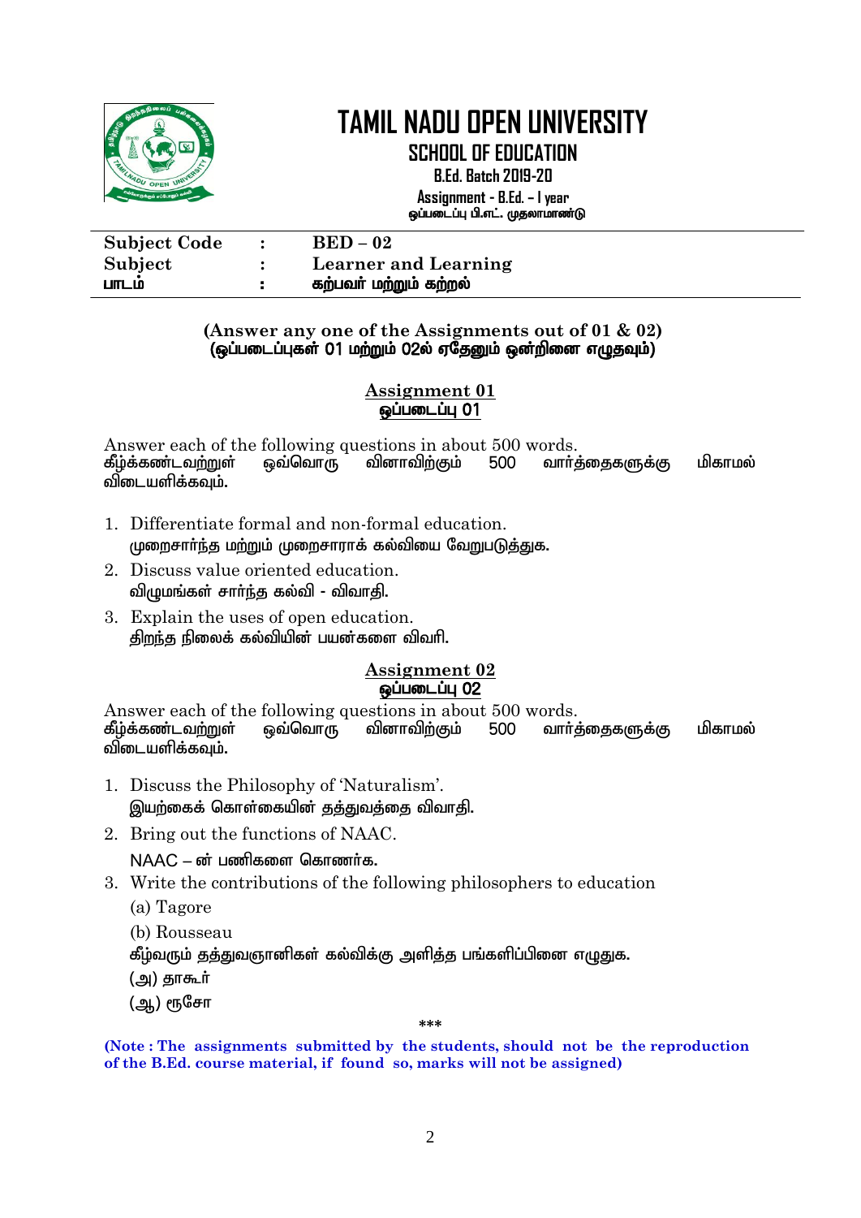# TAMIL NADU OPEN UNIVERSITY

## SCHOOL OF EDUCATION

**B.Ed. Batch 2019-20**

**Assignment - B.Ed. – I year**
**ஒப்படைப்பு பி.எட். முதலாமாண்டு**

| | | |
|---|---|---|
| **Subject Code** | **:** | **BED – 02** |
| **Subject** | **:** | **Learner and Learning** |
| **பாடம்** | **:** | **கற்பவர் மற்றும் கற்றல்** |

**(Answer any one of the Assignments out of 01 & 02)**
**(ஒப்படைப்புகள் 01 மற்றும் 02ல் ஏதேனும் ஒன்றினை எழுதவும்)**

### Assignment 01
### ஒப்படைப்பு 01

Answer each of the following questions in about 500 words.
கீழ்க்கண்டவற்றுள் ஒவ்வொரு வினாவிற்கும் 500 வார்த்தைகளுக்கு மிகாமல் விடையளிக்கவும்.

1. Differentiate formal and non-formal education.
   முறைசார்ந்த மற்றும் முறைசாராக் கல்வியை வேறுபடுத்துக.
2. Discuss value oriented education.
   விழுமங்கள் சார்ந்த கல்வி - விவாதி.
3. Explain the uses of open education.
   திறந்த நிலைக் கல்வியின் பயன்களை விவரி.

### Assignment 02
### ஒப்படைப்பு 02

Answer each of the following questions in about 500 words.
கீழ்க்கண்டவற்றுள் ஒவ்வொரு வினாவிற்கும் 500 வார்த்தைகளுக்கு மிகாமல் விடையளிக்கவும்.

1. Discuss the Philosophy of 'Naturalism'.
   இயற்கைக் கொள்கையின் தத்துவத்தை விவாதி.
2. Bring out the functions of NAAC.
   NAAC – ன் பணிகளை கொணர்க.
3. Write the contributions of the following philosophers to education
   (a) Tagore
   (b) Rousseau
   கீழ்வரும் தத்துவஞானிகள் கல்விக்கு அளித்த பங்களிப்பினை எழுதுக.
   (அ) தாகூர்
   (ஆ) ரூசோ

***

**(Note : The assignments submitted by the students, should not be the reproduction of the B.Ed. course material, if found so, marks will not be assigned)**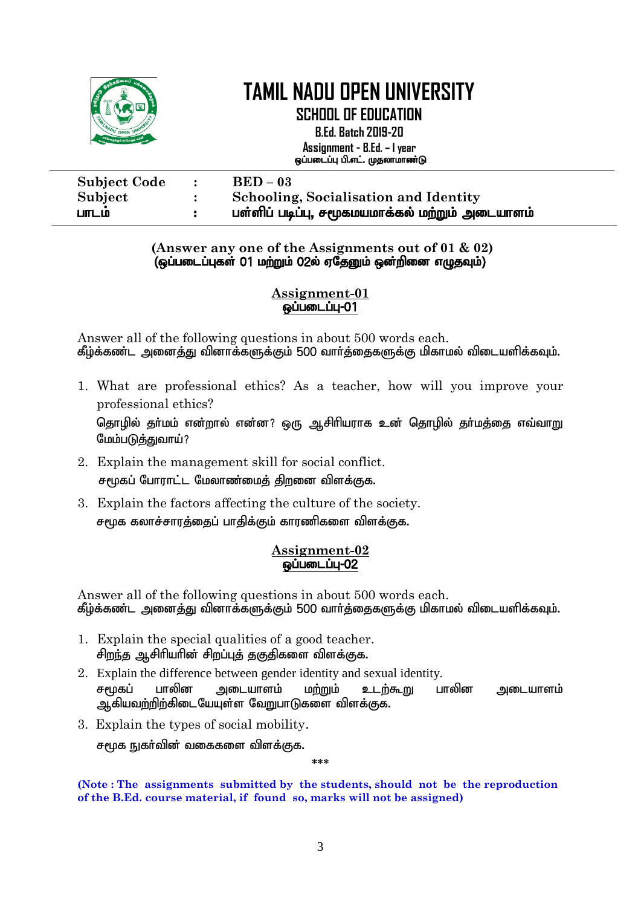# TAMIL NADU OPEN UNIVERSITY

## SCHOOL OF EDUCATION

**B.Ed. Batch 2019-20**

**Assignment - B.Ed. – I year**

**ஒப்படைப்பு பி.எட். முதலாமாண்டு**

| | | |
|---|---|---|
| **Subject Code** | **:** | **BED – 03** |
| **Subject** | **:** | **Schooling, Socialisation and Identity** |
| **பாடம்** | **:** | **பள்ளிப் படிப்பு, சமூகமயமாக்கல் மற்றும் அடையாளம்** |

**(Answer any one of the Assignments out of 01 & 02)**
**(ஒப்படைப்புகள் 01 மற்றும் 02ல் ஏதேனும் ஒன்றினை எழுதவும்)**

### Assignment-01
### ஒப்படைப்பு-01

Answer all of the following questions in about 500 words each.
**கீழ்க்கண்ட அனைத்து வினாக்களுக்கும் 500 வார்த்தைகளுக்கு மிகாமல் விடையளிக்கவும்.**

1. What are professional ethics? As a teacher, how will you improve your professional ethics?
   தொழில் தர்மம் என்றால் என்ன? ஒரு ஆசிரியராக உன் தொழில் தர்மத்தை எவ்வாறு மேம்படுத்துவாய்?
2. Explain the management skill for social conflict.
   **சமூகப் போராட்ட மேலாண்மைத் திறனை விளக்குக.**
3. Explain the factors affecting the culture of the society.
   **சமூக கலாச்சாரத்தைப் பாதிக்கும் காரணிகளை விளக்குக.**

### Assignment-02
### ஒப்படைப்பு-02

Answer all of the following questions in about 500 words each.
**கீழ்க்கண்ட அனைத்து வினாக்களுக்கும் 500 வார்த்தைகளுக்கு மிகாமல் விடையளிக்கவும்.**

1. Explain the special qualities of a good teacher.
   **சிறந்த ஆசிரியரின் சிறப்புத் தகுதிகளை விளக்குக.**
2. Explain the difference between gender identity and sexual identity.
   **சமூகப் பாலின அடையாளம் மற்றும் உடற்கூறு பாலின அடையாளம் ஆகியவற்றிற்கிடையேயுள்ள வேறுபாடுகளை விளக்குக.**
3. Explain the types of social mobility.
   **சமூக நுகர்வின் வகைகளை விளக்குக.**

\*\*\*

**(Note : The assignments submitted by the students, should not be the reproduction of the B.Ed. course material, if found so, marks will not be assigned)**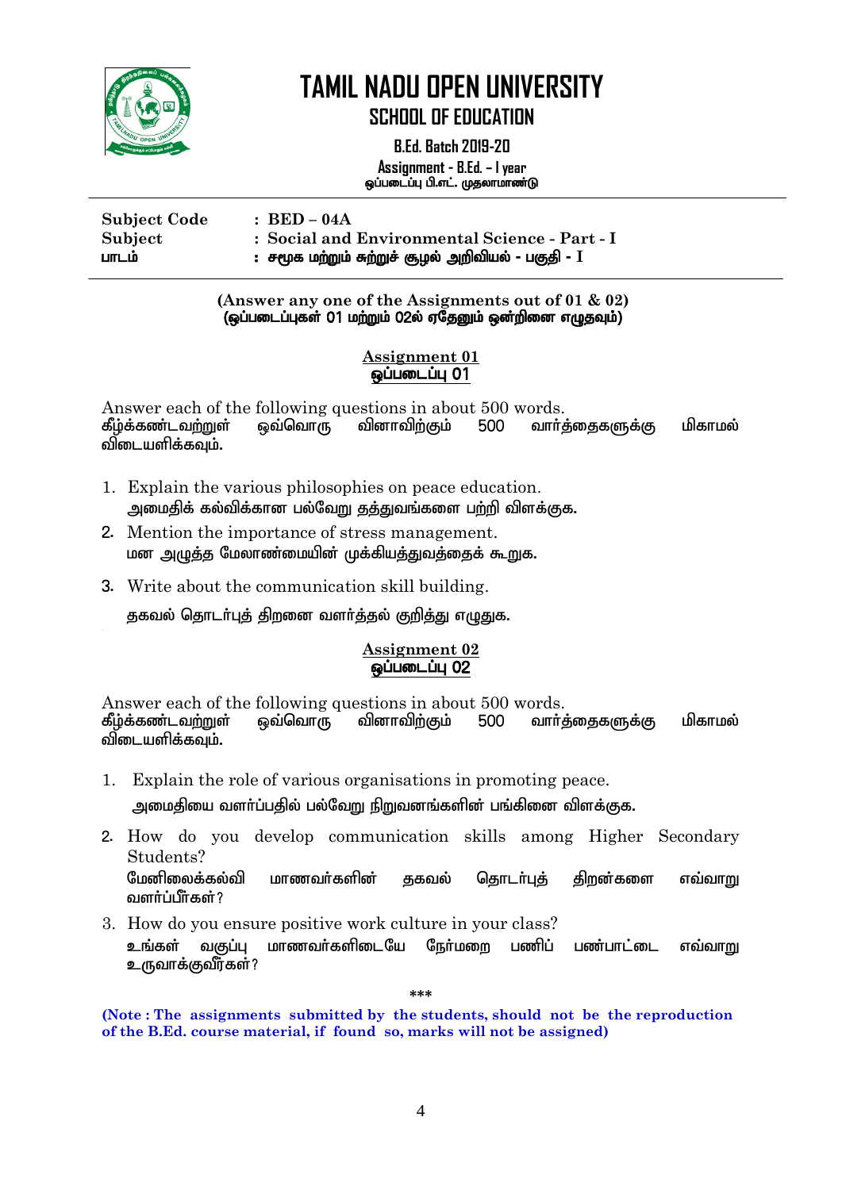# TAMIL NADU OPEN UNIVERSITY

## SCHOOL OF EDUCATION

**B.Ed. Batch 2019-20**

**Assignment - B.Ed. – I year**
**ஒப்படைப்பு பி.எட். முதலாமாண்டு**

| | |
|---|---|
| **Subject Code** | **: BED – 04A** |
| **Subject** | **: Social and Environmental Science - Part - I** |
| **பாடம்** | **: சமூக மற்றும் சுற்றுச் சூழல் அறிவியல் - பகுதி - I** |

**(Answer any one of the Assignments out of 01 & 02)**
**(ஒப்படைப்புகள் 01 மற்றும் 02ல் ஏதேனும் ஒன்றினை எழுதவும்)**

### Assignment 01
### ஒப்படைப்பு 01

Answer each of the following questions in about 500 words.
கீழ்க்கண்டவற்றுள் ஒவ்வொரு வினாவிற்கும் 500 வார்த்தைகளுக்கு மிகாமல் விடையளிக்கவும்.

1. Explain the various philosophies on peace education.
   அமைதிக் கல்விக்கான பல்வேறு தத்துவங்களை பற்றி விளக்குக.
2. Mention the importance of stress management.
   மன அழுத்த மேலாண்மையின் முக்கியத்துவத்தைக் கூறுக.
3. Write about the communication skill building.
   தகவல் தொடர்புத் திறனை வளர்த்தல் குறித்து எழுதுக.

### Assignment 02
### ஒப்படைப்பு 02

Answer each of the following questions in about 500 words.
கீழ்க்கண்டவற்றுள் ஒவ்வொரு வினாவிற்கும் 500 வார்த்தைகளுக்கு மிகாமல் விடையளிக்கவும்.

1. Explain the role of various organisations in promoting peace.
   அமைதியை வளர்ப்பதில் பல்வேறு நிறுவனங்களின் பங்கினை விளக்குக.
2. How do you develop communication skills among Higher Secondary Students?
   மேனிலைக்கல்வி மாணவர்களின் தகவல் தொடர்புத் திறன்களை எவ்வாறு வளர்ப்பீர்கள்?
3. How do you ensure positive work culture in your class?
   உங்கள் வகுப்பு மாணவர்களிடையே நேர்மறை பணிப் பண்பாட்டை எவ்வாறு உருவாக்குவீர்கள்?

***

**(Note : The assignments submitted by the students, should not be the reproduction of the B.Ed. course material, if found so, marks will not be assigned)**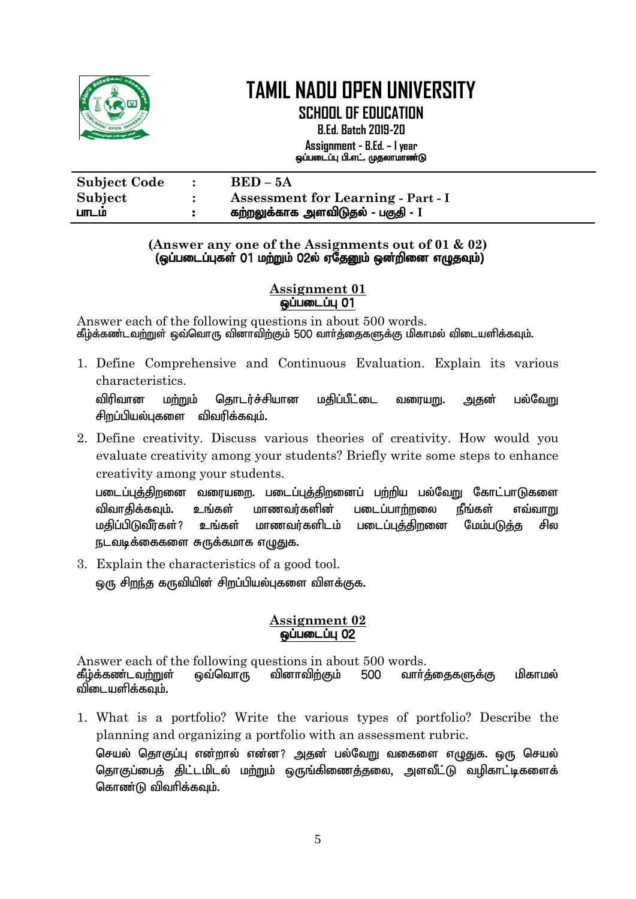# TAMIL NADU OPEN UNIVERSITY

## SCHOOL OF EDUCATION

**B.Ed. Batch 2019-20**

**Assignment - B.Ed. – I year**
**ஒப்படைப்பு பி.எட். முதலாமாண்டு**

| | | |
|---|---|---|
| **Subject Code** | **:** | **BED – 5A** |
| **Subject** | **:** | **Assessment for Learning - Part - I** |
| **பாடம்** | **:** | **கற்றலுக்காக அளவிடுதல் - பகுதி - I** |

**(Answer any one of the Assignments out of 01 & 02)**
**(ஒப்படைப்புகள் 01 மற்றும் 02ல் ஏதேனும் ஒன்றினை எழுதவும்)**

### Assignment 01
### ஒப்படைப்பு 01

Answer each of the following questions in about 500 words.
கீழ்க்கண்டவற்றுள் ஒவ்வொரு வினாவிற்கும் 500 வார்த்தைகளுக்கு மிகாமல் விடையளிக்கவும்.

1. Define Comprehensive and Continuous Evaluation. Explain its various characteristics.

   விரிவான மற்றும் தொடர்ச்சியான மதிப்பீட்டை வரையறு. அதன் பல்வேறு சிறப்பியல்புகளை விவரிக்கவும்.

2. Define creativity. Discuss various theories of creativity. How would you evaluate creativity among your students? Briefly write some steps to enhance creativity among your students.

   படைப்புத்திறனை வரையறை. படைப்புத்திறனைப் பற்றிய பல்வேறு கோட்பாடுகளை விவாதிக்கவும். உங்கள் மாணவர்களின் படைப்பாற்றலை நீங்கள் எவ்வாறு மதிப்பிடுவீர்கள்? உங்கள் மாணவர்களிடம் படைப்புத்திறனை மேம்படுத்த சில நடவடிக்கைகளை சுருக்கமாக எழுதுக.

3. Explain the characteristics of a good tool.

   ஒரு சிறந்த கருவியின் சிறப்பியல்புகளை விளக்குக.

### Assignment 02
### ஒப்படைப்பு 02

Answer each of the following questions in about 500 words.
கீழ்க்கண்டவற்றுள் ஒவ்வொரு வினாவிற்கும் 500 வார்த்தைகளுக்கு மிகாமல் விடையளிக்கவும்.

1. What is a portfolio? Write the various types of portfolio? Describe the planning and organizing a portfolio with an assessment rubric.

   செயல் தொகுப்பு என்றால் என்ன? அதன் பல்வேறு வகைகளை எழுதுக. ஒரு செயல் தொகுப்பைத் திட்டமிடல் மற்றும் ஒருங்கிணைத்தலை, அளவீட்டு வழிகாட்டிகளைக் கொண்டு விவரிக்கவும்.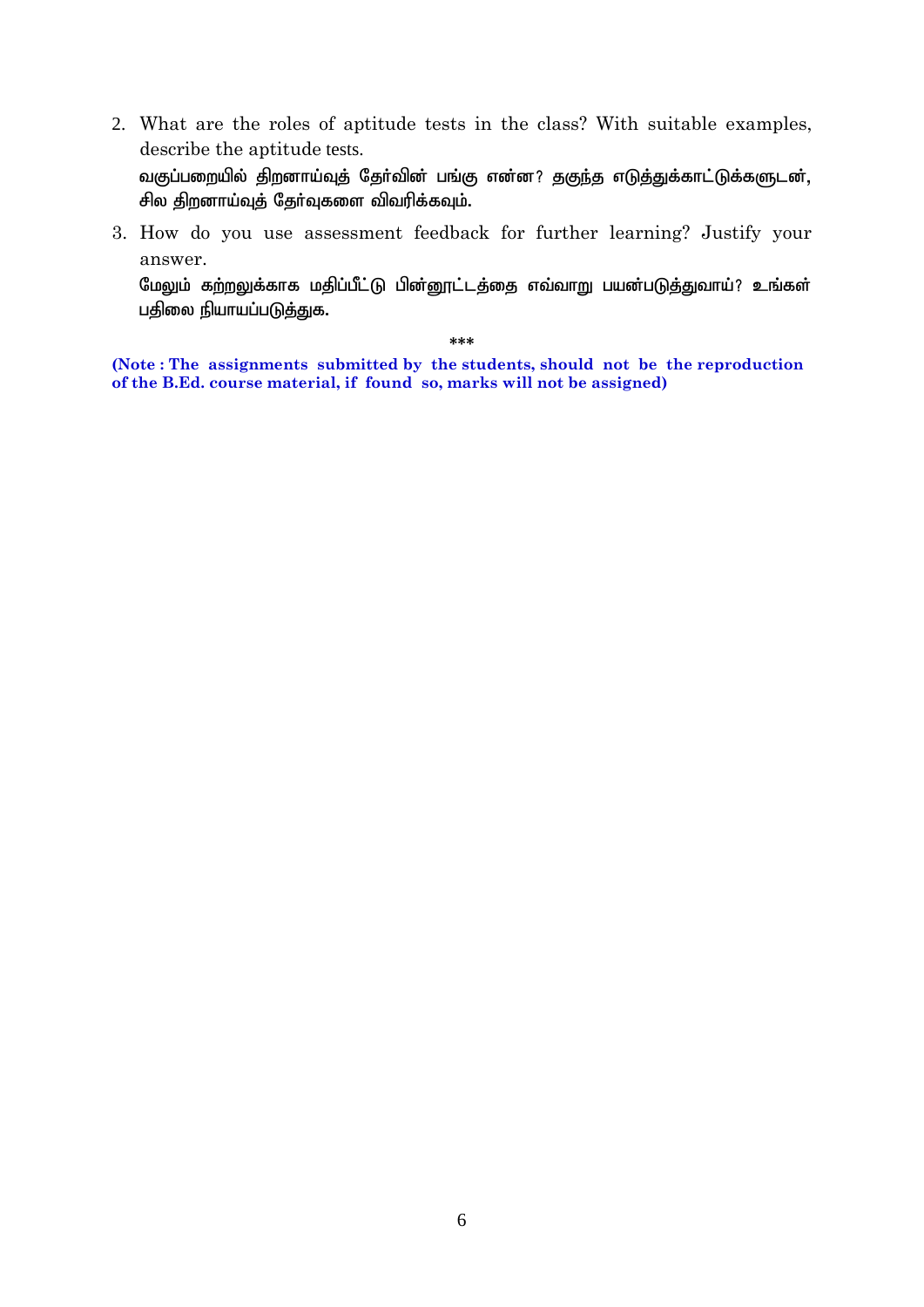2. What are the roles of aptitude tests in the class? With suitable examples, describe the aptitude tests.

   வகுப்பறையில் திறனாய்வுத் தேர்வின் பங்கு என்ன? தகுந்த எடுத்துக்காட்டுக்களுடன், சில திறனாய்வுத் தேர்வுகளை விவரிக்கவும்.

3. How do you use assessment feedback for further learning? Justify your answer.

   மேலும் கற்றலுக்காக மதிப்பீட்டு பின்னூட்டத்தை எவ்வாறு பயன்படுத்துவாய்? உங்கள் பதிலை நியாயப்படுத்துக.

***

**(Note : The assignments submitted by the students, should not be the reproduction of the B.Ed. course material, if found so, marks will not be assigned)**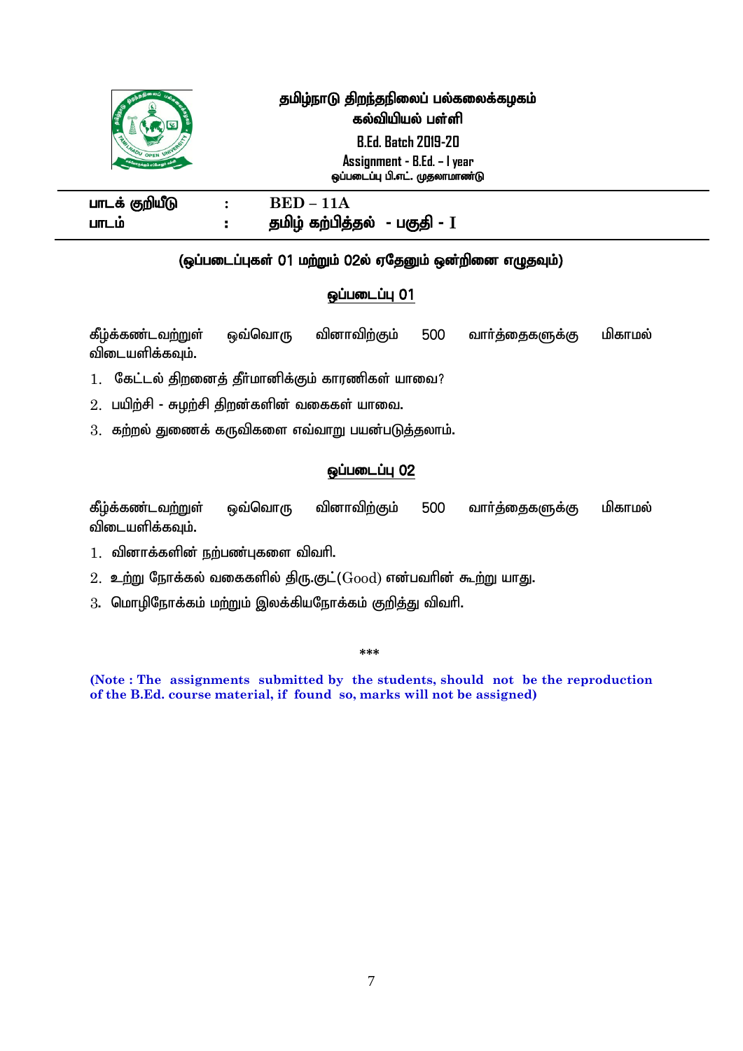# தமிழ்நாடு திறந்தநிலைப் பல்கலைக்கழகம்

## கல்வியியல் பள்ளி

**B.Ed. Batch 2019-20**

**Assignment - B.Ed. – I year**

**ஒப்படைப்பு பி.எட். முதலாமாண்டு**

---

| | | |
|---|---|---|
| **பாடக் குறியீடு** | : | **BED – 11A** |
| **பாடம்** | : | **தமிழ் கற்பித்தல் - பகுதி - I** |

---

**(ஒப்படைப்புகள் 01 மற்றும் 02ல் ஏதேனும் ஒன்றினை எழுதவும்)**

### ஒப்படைப்பு 01

கீழ்க்கண்டவற்றுள் ஒவ்வொரு வினாவிற்கும் 500 வார்த்தைகளுக்கு மிகாமல் விடையளிக்கவும்.

1. கேட்டல் திறனைத் தீர்மானிக்கும் காரணிகள் யாவை?
2. பயிற்சி - சுழற்சி திறன்களின் வகைகள் யாவை.
3. கற்றல் துணைக் கருவிகளை எவ்வாறு பயன்படுத்தலாம்.

### ஒப்படைப்பு 02

கீழ்க்கண்டவற்றுள் ஒவ்வொரு வினாவிற்கும் 500 வார்த்தைகளுக்கு மிகாமல் விடையளிக்கவும்.

1. வினாக்களின் நற்பண்புகளை விவரி.
2. உற்று நோக்கல் வகைகளில் திரு.குட்(Good) என்பவரின் கூற்று யாது.
3. மொழிநோக்கம் மற்றும் இலக்கியநோக்கம் குறித்து விவரி.

***

**(Note : The assignments submitted by the students, should not be the reproduction of the B.Ed. course material, if found so, marks will not be assigned)**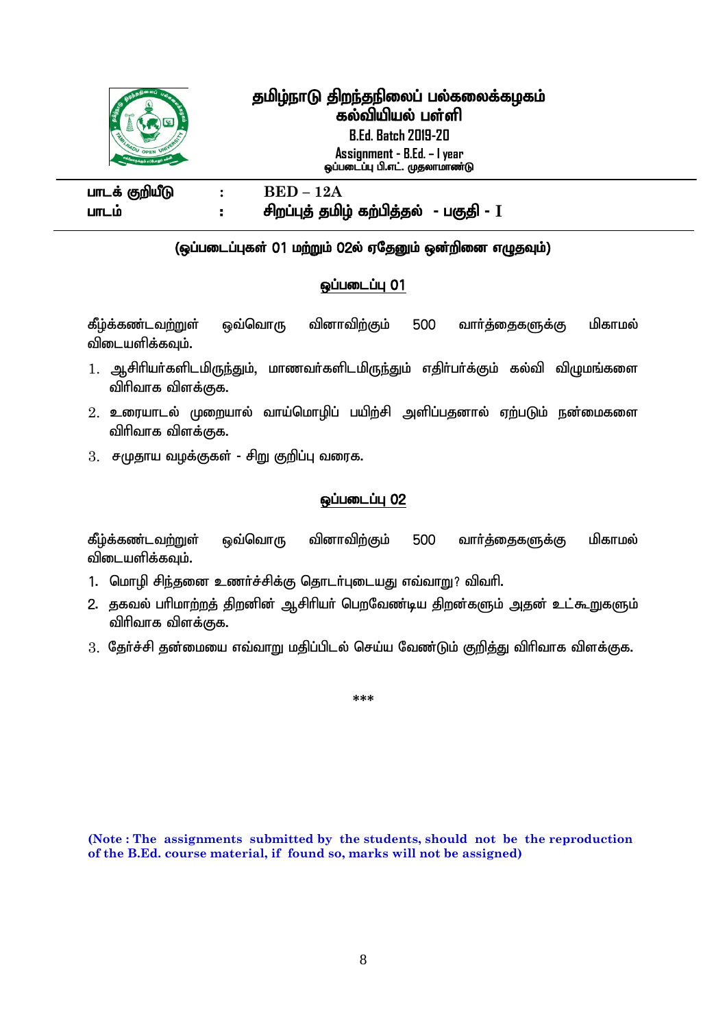# தமிழ்நாடு திறந்தநிலைப் பல்கலைக்கழகம்
## கல்வியியல் பள்ளி

**B.Ed. Batch 2019-20**

**Assignment - B.Ed. – I year**

**ஒப்படைப்பு பி.எட். முதலாமாண்டு**

| | | |
|---|---|---|
| **பாடக் குறியீடு** | **:** | **BED – 12A** |
| **பாடம்** | **:** | **சிறப்புத் தமிழ் கற்பித்தல் - பகுதி - I** |

**(ஒப்படைப்புகள் 01 மற்றும் 02ல் ஏதேனும் ஒன்றினை எழுதவும்)**

### ஒப்படைப்பு 01

கீழ்க்கண்டவற்றுள் ஒவ்வொரு வினாவிற்கும் 500 வார்த்தைகளுக்கு மிகாமல் விடையளிக்கவும்.

1. ஆசிரியர்களிடமிருந்தும், மாணவர்களிடமிருந்தும் எதிர்பார்க்கும் கல்வி விழுமங்களை விரிவாக விளக்குக.
2. உரையாடல் முறையால் வாய்மொழிப் பயிற்சி அளிப்பதனால் ஏற்படும் நன்மைகளை விரிவாக விளக்குக.
3. சமுதாய வழக்குகள் - சிறு குறிப்பு வரைக.

### ஒப்படைப்பு 02

கீழ்க்கண்டவற்றுள் ஒவ்வொரு வினாவிற்கும் 500 வார்த்தைகளுக்கு மிகாமல் விடையளிக்கவும்.

1. மொழி சிந்தனை உணர்ச்சிக்கு தொடர்புடையது எவ்வாறு? விவரி.
2. தகவல் பரிமாற்றத் திறனின் ஆசிரியர் பெறவேண்டிய திறன்களும் அதன் உட்கூறுகளும் விரிவாக விளக்குக.
3. தேர்ச்சி தன்மையை எவ்வாறு மதிப்பிடல் செய்ய வேண்டும் குறித்து விரிவாக விளக்குக.

***

**(Note : The assignments submitted by the students, should not be the reproduction of the B.Ed. course material, if found so, marks will not be assigned)**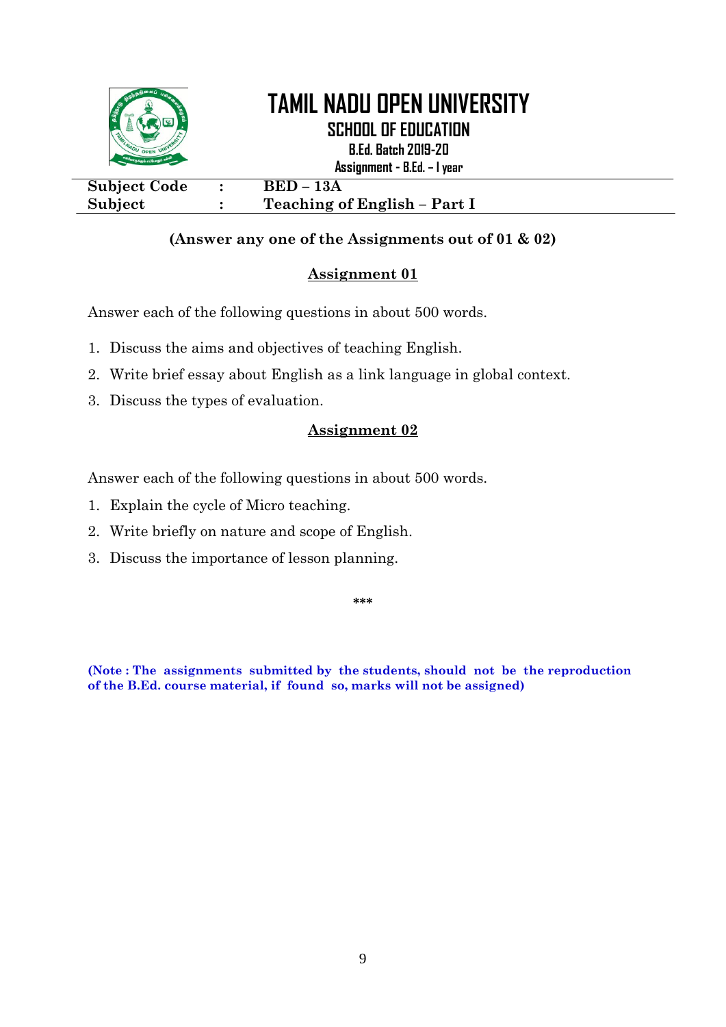# TAMIL NADU OPEN UNIVERSITY

## SCHOOL OF EDUCATION

**B.Ed. Batch 2019-20**

**Assignment - B.Ed. – I year**

| | | |
|---|---|---|
| **Subject Code** | **:** | **BED – 13A** |
| **Subject** | **:** | **Teaching of English – Part I** |

**(Answer any one of the Assignments out of 01 & 02)**

### Assignment 01

Answer each of the following questions in about 500 words.

1. Discuss the aims and objectives of teaching English.
2. Write brief essay about English as a link language in global context.
3. Discuss the types of evaluation.

### Assignment 02

Answer each of the following questions in about 500 words.

1. Explain the cycle of Micro teaching.
2. Write briefly on nature and scope of English.
3. Discuss the importance of lesson planning.

***

**(Note : The assignments submitted by the students, should not be the reproduction of the B.Ed. course material, if found so, marks will not be assigned)**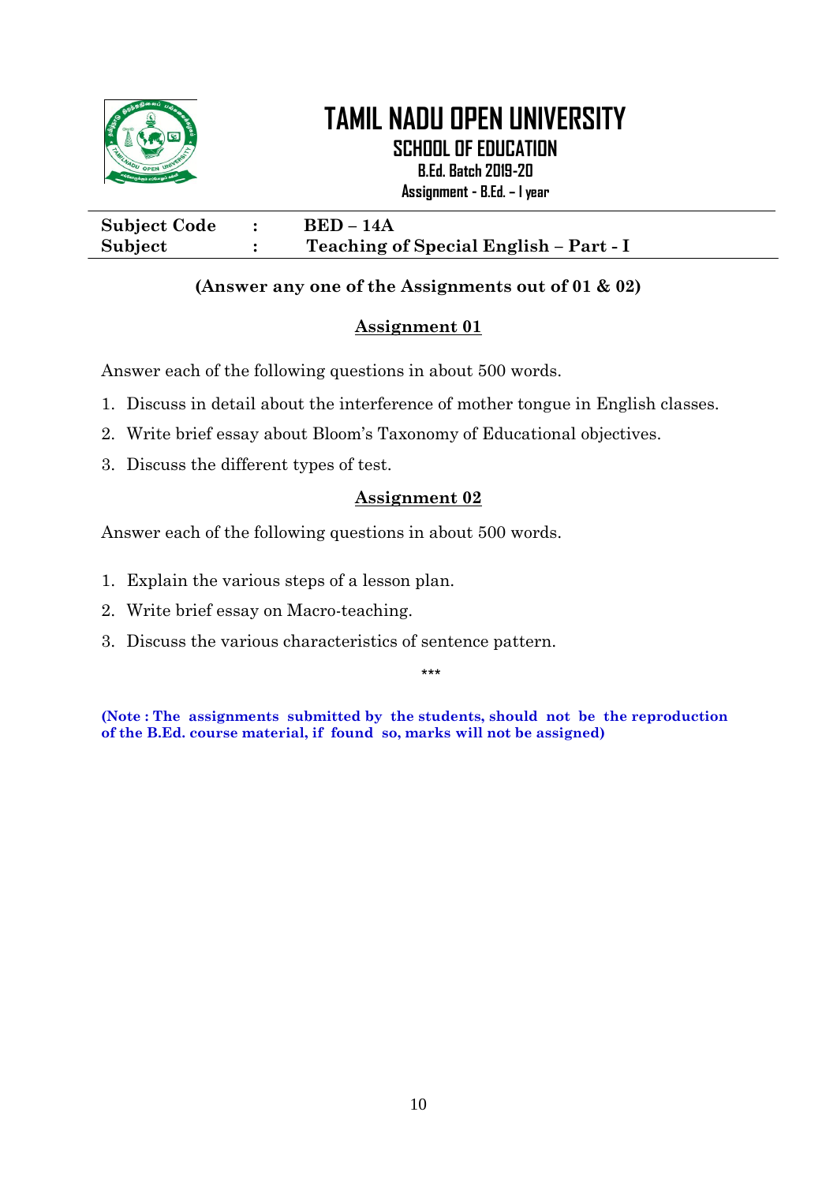# TAMIL NADU OPEN UNIVERSITY

## SCHOOL OF EDUCATION

**B.Ed. Batch 2019-20**

**Assignment - B.Ed. – I year**

| **Subject Code** | **:** | **BED – 14A** |
|---|---|---|
| **Subject** | **:** | **Teaching of Special English – Part - I** |

**(Answer any one of the Assignments out of 01 & 02)**

### Assignment 01

Answer each of the following questions in about 500 words.

1. Discuss in detail about the interference of mother tongue in English classes.
2. Write brief essay about Bloom's Taxonomy of Educational objectives.
3. Discuss the different types of test.

### Assignment 02

Answer each of the following questions in about 500 words.

1. Explain the various steps of a lesson plan.
2. Write brief essay on Macro-teaching.
3. Discuss the various characteristics of sentence pattern.

***

**(Note : The assignments submitted by the students, should not be the reproduction of the B.Ed. course material, if found so, marks will not be assigned)**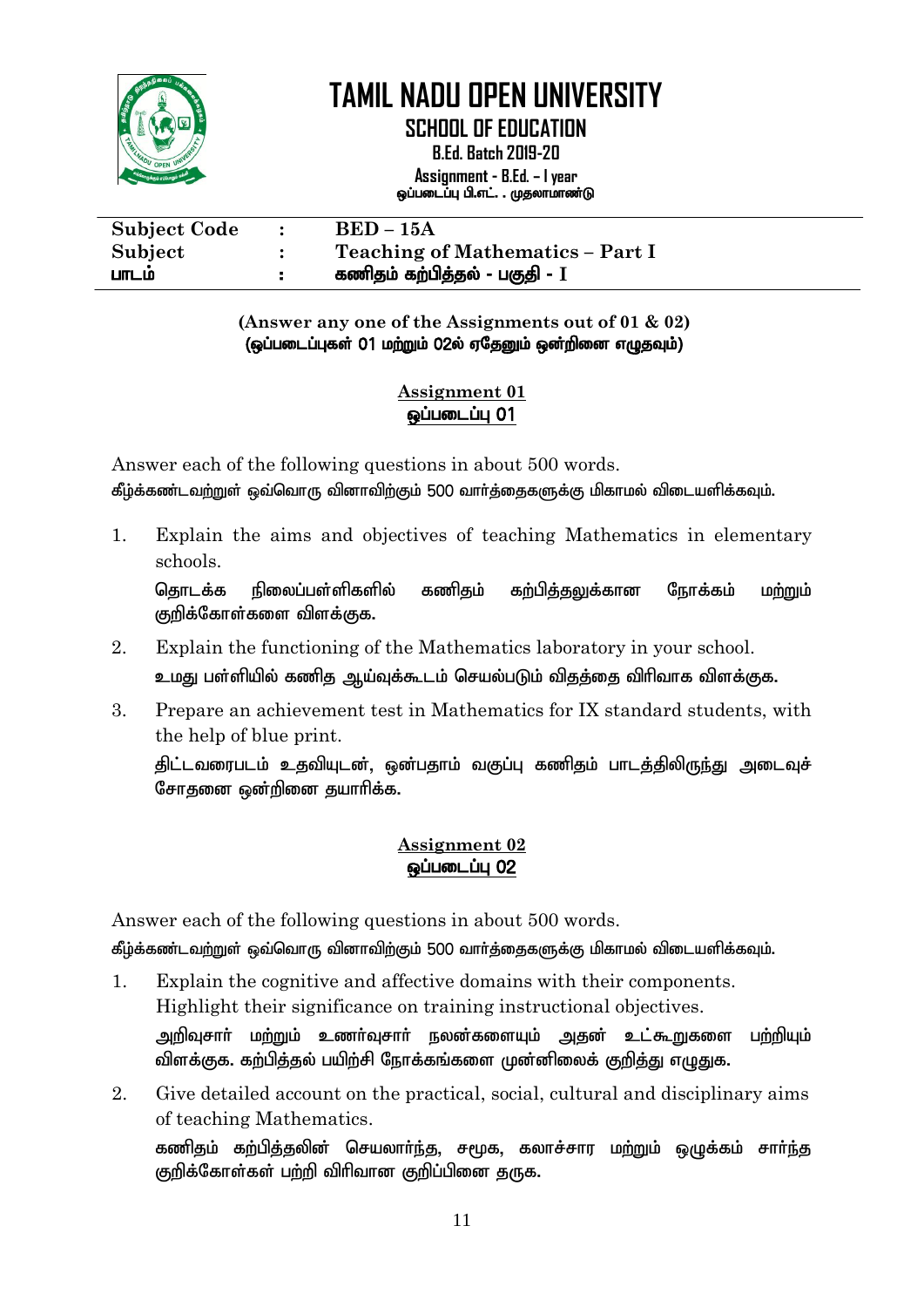# TAMIL NADU OPEN UNIVERSITY

## SCHOOL OF EDUCATION

**B.Ed. Batch 2019-20**

**Assignment - B.Ed. – I year**
**ஒப்படைப்பு பி.எட். . முதலாமாண்டு**

| | | |
|---|---|---|
| **Subject Code** | **:** | **BED – 15A** |
| **Subject** | **:** | **Teaching of Mathematics – Part I** |
| **பாடம்** | **:** | **கணிதம் கற்பித்தல் - பகுதி - I** |

**(Answer any one of the Assignments out of 01 & 02)**
**(ஒப்படைப்புகள் 01 மற்றும் 02ல் ஏதேனும் ஒன்றினை எழுதவும்)**

### Assignment 01
### ஒப்படைப்பு 01

Answer each of the following questions in about 500 words.
கீழ்க்கண்டவற்றுள் ஒவ்வொரு வினாவிற்கும் 500 வார்த்தைகளுக்கு மிகாமல் விடையளிக்கவும்.

1. Explain the aims and objectives of teaching Mathematics in elementary schools.
   தொடக்க நிலைப்பள்ளிகளில் கணிதம் கற்பித்தலுக்கான நோக்கம் மற்றும் குறிக்கோள்களை விளக்குக.
2. Explain the functioning of the Mathematics laboratory in your school.
   உமது பள்ளியில் கணித ஆய்வுக்கூடம் செயல்படும் விதத்தை விரிவாக விளக்குக.
3. Prepare an achievement test in Mathematics for IX standard students, with the help of blue print.
   திட்டவரைபடம் உதவியுடன், ஒன்பதாம் வகுப்பு கணிதம் பாடத்திலிருந்து அடைவுச் சோதனை ஒன்றினை தயாரிக்க.

### Assignment 02
### ஒப்படைப்பு 02

Answer each of the following questions in about 500 words.
கீழ்க்கண்டவற்றுள் ஒவ்வொரு வினாவிற்கும் 500 வார்த்தைகளுக்கு மிகாமல் விடையளிக்கவும்.

1. Explain the cognitive and affective domains with their components. Highlight their significance on training instructional objectives.
   அறிவுசார் மற்றும் உணர்வுசார் நலன்களையும் அதன் உட்கூறுகளை பற்றியும் விளக்குக. கற்பித்தல் பயிற்சி நோக்கங்களை முன்னிலைக் குறித்து எழுதுக.
2. Give detailed account on the practical, social, cultural and disciplinary aims of teaching Mathematics.
   கணிதம் கற்பித்தலின் செயலார்ந்த, சமூக, கலாச்சார மற்றும் ஒழுக்கம் சார்ந்த குறிக்கோள்கள் பற்றி விரிவான குறிப்பினை தருக.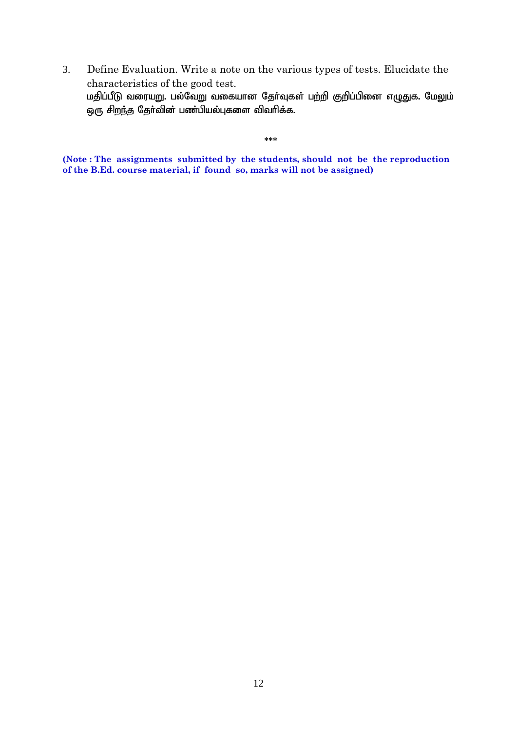3. Define Evaluation. Write a note on the various types of tests. Elucidate the characteristics of the good test.
   **மதிப்பீடு வரையறு. பல்வேறு வகையான தேர்வுகள் பற்றி குறிப்பினை எழுதுக. மேலும் ஒரு சிறந்த தேர்வின் பண்பியல்புகளை விவரிக்க.**

***

**(Note : The assignments submitted by the students, should not be the reproduction of the B.Ed. course material, if found so, marks will not be assigned)**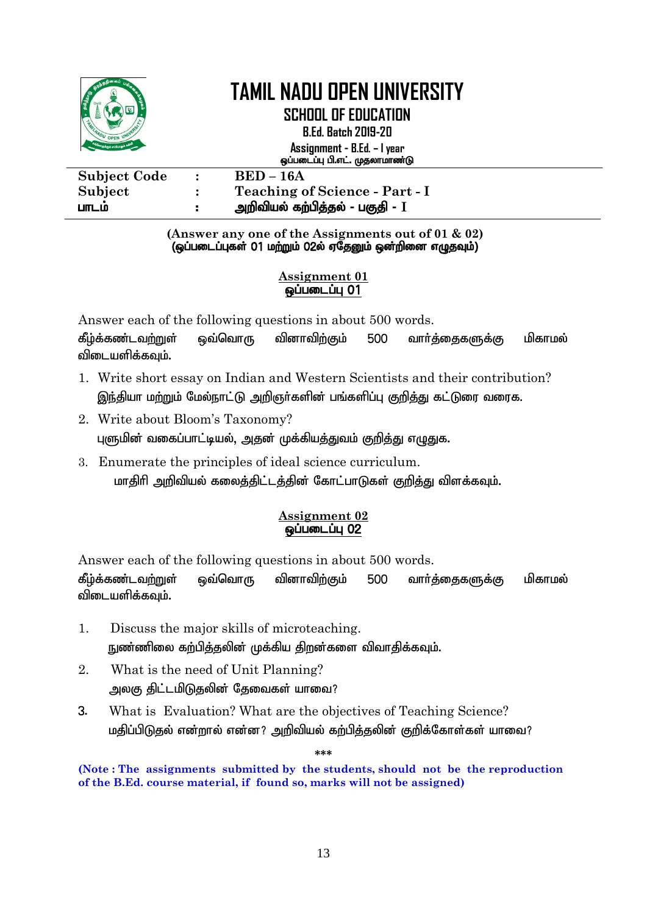# TAMIL NADU OPEN UNIVERSITY

## SCHOOL OF EDUCATION

**B.Ed. Batch 2019-20**

**Assignment - B.Ed. – I year**
ஒப்படைப்பு பி.எட். முதலாமாண்டு

| | | |
|---|---|---|
| **Subject Code** | **:** | **BED – 16A** |
| **Subject** | **:** | **Teaching of Science - Part - I** |
| **பாடம்** | **:** | **அறிவியல் கற்பித்தல் - பகுதி - I** |

**(Answer any one of the Assignments out of 01 & 02)**
**(ஒப்படைப்புகள் 01 மற்றும் 02ல் ஏதேனும் ஒன்றினை எழுதவும்)**

### Assignment 01
### ஒப்படைப்பு 01

Answer each of the following questions in about 500 words.
கீழ்க்கண்டவற்றுள் ஒவ்வொரு வினாவிற்கும் 500 வார்த்தைகளுக்கு மிகாமல் விடையளிக்கவும்.

1. Write short essay on Indian and Western Scientists and their contribution?
   இந்தியா மற்றும் மேல்நாட்டு அறிஞர்களின் பங்களிப்பு குறித்து கட்டுரை வரைக.
2. Write about Bloom's Taxonomy?
   புளூமின் வகைப்பாட்டியல், அதன் முக்கியத்துவம் குறித்து எழுதுக.
3. Enumerate the principles of ideal science curriculum.
   மாதிரி அறிவியல் கலைத்திட்டத்தின் கோட்பாடுகள் குறித்து விளக்கவும்.

### Assignment 02
### ஒப்படைப்பு 02

Answer each of the following questions in about 500 words.
கீழ்க்கண்டவற்றுள் ஒவ்வொரு வினாவிற்கும் 500 வார்த்தைகளுக்கு மிகாமல் விடையளிக்கவும்.

1. Discuss the major skills of microteaching.
   நுண்ணிலை கற்பித்தலின் முக்கிய திறன்களை விவாதிக்கவும்.
2. What is the need of Unit Planning?
   அலகு திட்டமிடுதலின் தேவைகள் யாவை?
3. What is Evaluation? What are the objectives of Teaching Science?
   மதிப்பிடுதல் என்றால் என்ன? அறிவியல் கற்பித்தலின் குறிக்கோள்கள் யாவை?

\*\*\*

**(Note : The assignments submitted by the students, should not be the reproduction of the B.Ed. course material, if found so, marks will not be assigned)**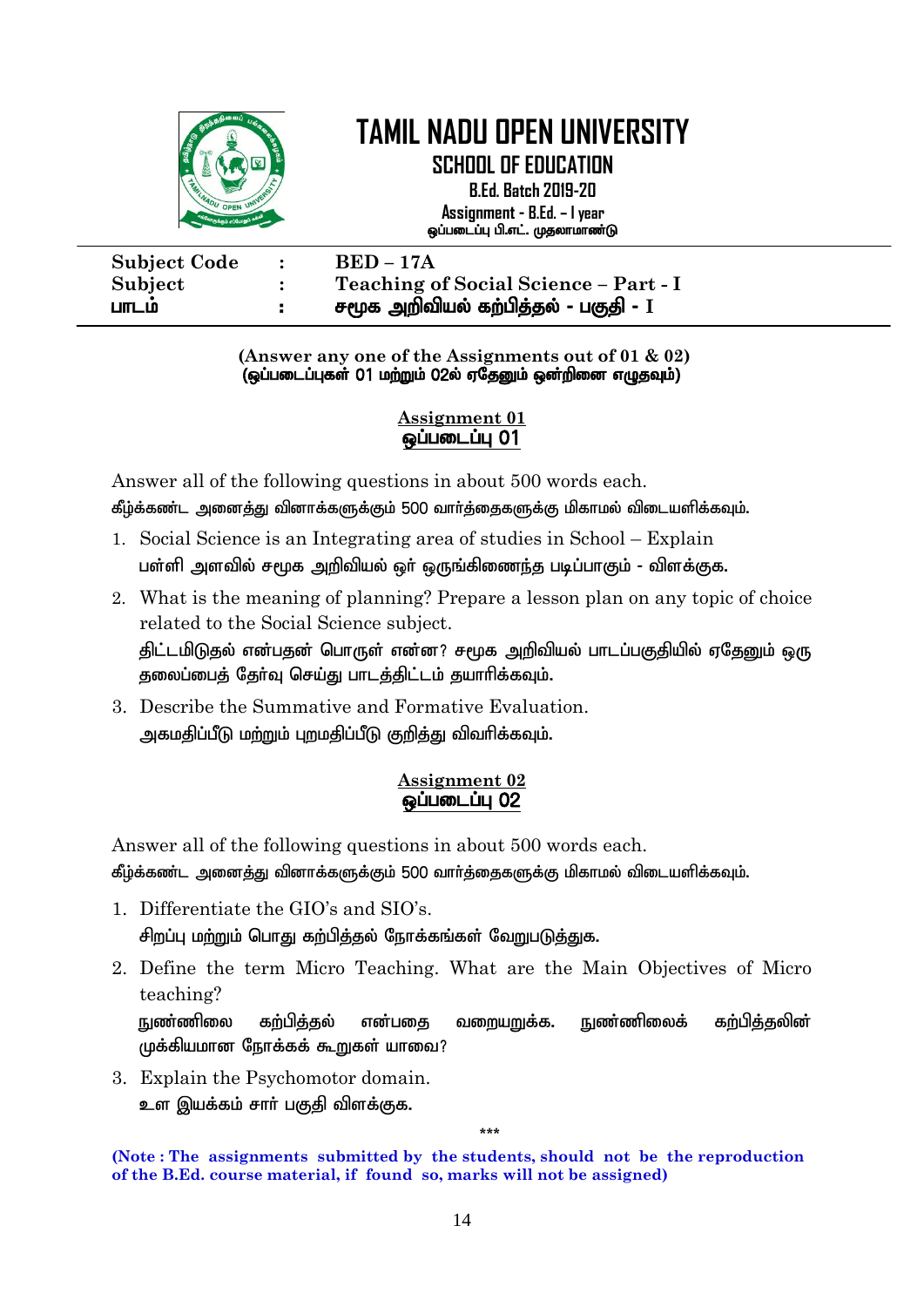# TAMIL NADU OPEN UNIVERSITY

## SCHOOL OF EDUCATION

**B.Ed. Batch 2019-20**

**Assignment - B.Ed. – I year**
ஒப்படைப்பு பி.எட். முதலாமாண்டு

| | | |
|---|---|---|
| **Subject Code** | : | **BED – 17A** |
| **Subject** | : | **Teaching of Social Science – Part - I** |
| **பாடம்** | : | **சமூக அறிவியல் கற்பித்தல் - பகுதி - I** |

**(Answer any one of the Assignments out of 01 & 02)**
**(ஒப்படைப்புகள் 01 மற்றும் 02ல் ஏதேனும் ஒன்றினை எழுதவும்)**

### Assignment 01
### ஒப்படைப்பு 01

Answer all of the following questions in about 500 words each.
கீழ்க்கண்ட அனைத்து வினாக்களுக்கும் 500 வார்த்தைகளுக்கு மிகாமல் விடையளிக்கவும்.

1. Social Science is an Integrating area of studies in School – Explain
   பள்ளி அளவில் சமூக அறிவியல் ஒர் ஒருங்கிணைந்த படிப்பாகும் - விளக்குக.
2. What is the meaning of planning? Prepare a lesson plan on any topic of choice related to the Social Science subject.
   திட்டமிடுதல் என்பதன் பொருள் என்ன? சமூக அறிவியல் பாடப்பகுதியில் ஏதேனும் ஒரு தலைப்பைத் தேர்வு செய்து பாடத்திட்டம் தயாரிக்கவும்.
3. Describe the Summative and Formative Evaluation.
   அகமதிப்பீடு மற்றும் புறமதிப்பீடு குறித்து விவரிக்கவும்.

### Assignment 02
### ஒப்படைப்பு 02

Answer all of the following questions in about 500 words each.
கீழ்க்கண்ட அனைத்து வினாக்களுக்கும் 500 வார்த்தைகளுக்கு மிகாமல் விடையளிக்கவும்.

1. Differentiate the GIO's and SIO's.
   சிறப்பு மற்றும் பொது கற்பித்தல் நோக்கங்கள் வேறுபடுத்துக.
2. Define the term Micro Teaching. What are the Main Objectives of Micro teaching?
   நுண்ணிலை கற்பித்தல் என்பதை வரையறுக்க. நுண்ணிலைக் கற்பித்தலின் முக்கியமான நோக்கக் கூறுகள் யாவை?
3. Explain the Psychomotor domain.
   உள இயக்கம் சார் பகுதி விளக்குக.

***

**(Note : The assignments submitted by the students, should not be the reproduction of the B.Ed. course material, if found so, marks will not be assigned)**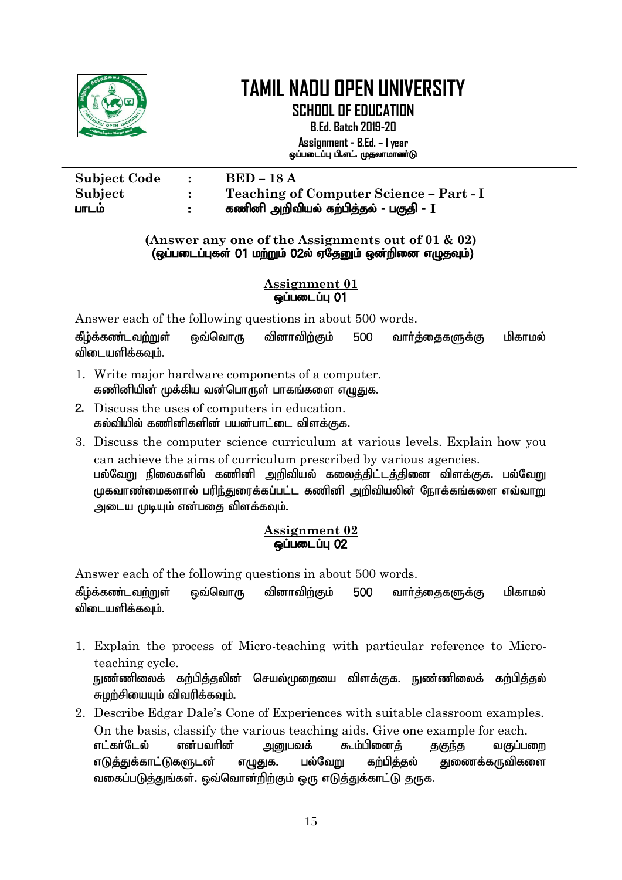# TAMIL NADU OPEN UNIVERSITY

## SCHOOL OF EDUCATION

**B.Ed. Batch 2019-20**

**Assignment - B.Ed. – I year**
**ஒப்படைப்பு பி.எட். முதலாமாண்டு**

| | | |
|---|---|---|
| **Subject Code** | **:** | **BED – 18 A** |
| **Subject** | **:** | **Teaching of Computer Science – Part - I** |
| **பாடம்** | **:** | **கணினி அறிவியல் கற்பித்தல் - பகுதி - I** |

**(Answer any one of the Assignments out of 01 & 02)**
**(ஒப்படைப்புகள் 01 மற்றும் 02ல் ஏதேனும் ஒன்றினை எழுதவும்)**

### Assignment 01
### ஒப்படைப்பு 01

Answer each of the following questions in about 500 words.

கீழ்க்கண்டவற்றுள் ஒவ்வொரு வினாவிற்கும் 500 வார்த்தைகளுக்கு மிகாமல் விடையளிக்கவும்.

1. Write major hardware components of a computer.
   கணினியின் முக்கிய வன்பொருள் பாகங்களை எழுதுக.
2. Discuss the uses of computers in education.
   கல்வியில் கணினிகளின் பயன்பாட்டை விளக்குக.
3. Discuss the computer science curriculum at various levels. Explain how you can achieve the aims of curriculum prescribed by various agencies.
   பல்வேறு நிலைகளில் கணினி அறிவியல் கலைத்திட்டத்தினை விளக்குக. பல்வேறு முகவாண்மைகளால் பரிந்துரைக்கப்பட்ட கணினி அறிவியலின் நோக்கங்களை எவ்வாறு அடைய முடியும் என்பதை விளக்கவும்.

### Assignment 02
### ஒப்படைப்பு 02

Answer each of the following questions in about 500 words.

கீழ்க்கண்டவற்றுள் ஒவ்வொரு வினாவிற்கும் 500 வார்த்தைகளுக்கு மிகாமல் விடையளிக்கவும்.

1. Explain the process of Micro-teaching with particular reference to Micro-teaching cycle.
   நுண்ணிலைக் கற்பித்தலின் செயல்முறையை விளக்குக. நுண்ணிலைக் கற்பித்தல் சுழற்சியையும் விவரிக்கவும்.
2. Describe Edgar Dale's Cone of Experiences with suitable classroom examples. On the basis, classify the various teaching aids. Give one example for each.
   எட்கர்டேல் என்பவரின் அனுபவக் கூம்பினைத் தகுந்த வகுப்பறை எடுத்துக்காட்டுகளுடன் எழுதுக. பல்வேறு கற்பித்தல் துணைக்கருவிகளை வகைப்படுத்துங்கள். ஒவ்வொன்றிற்கும் ஒரு எடுத்துக்காட்டு தருக.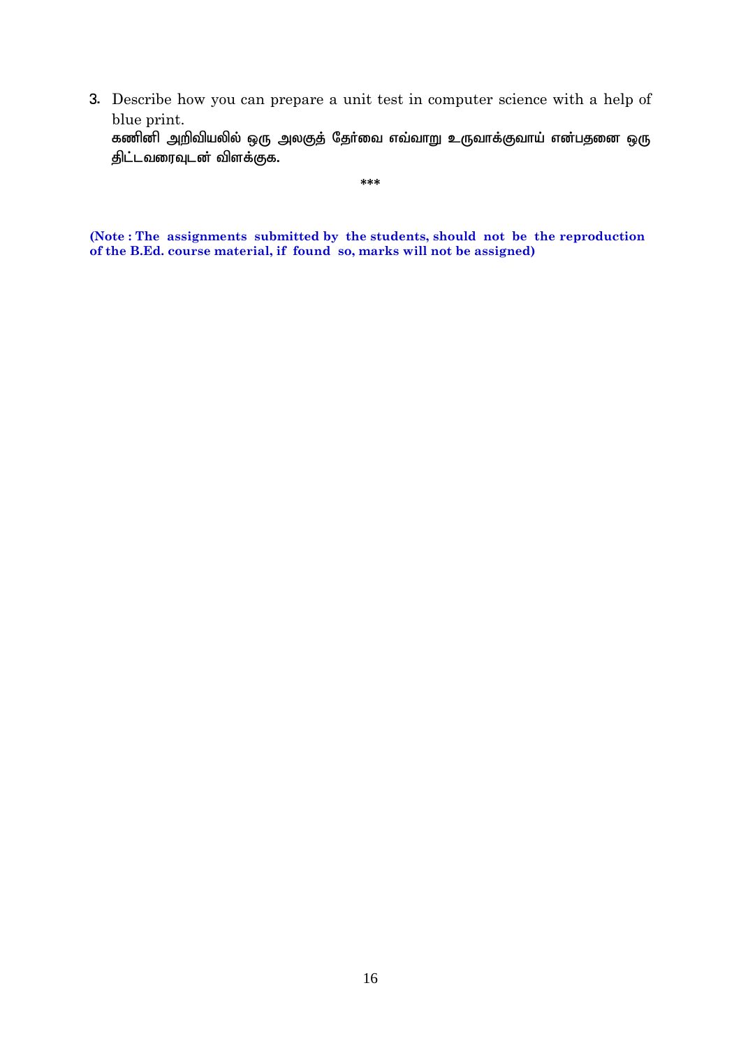3. Describe how you can prepare a unit test in computer science with a help of blue print.
   கணினி அறிவியலில் ஒரு அலகுத் தேர்வை எவ்வாறு உருவாக்குவாய் என்பதனை ஒரு திட்டவரைவுடன் விளக்குக.

***

**(Note : The assignments submitted by the students, should not be the reproduction of the B.Ed. course material, if found so, marks will not be assigned)**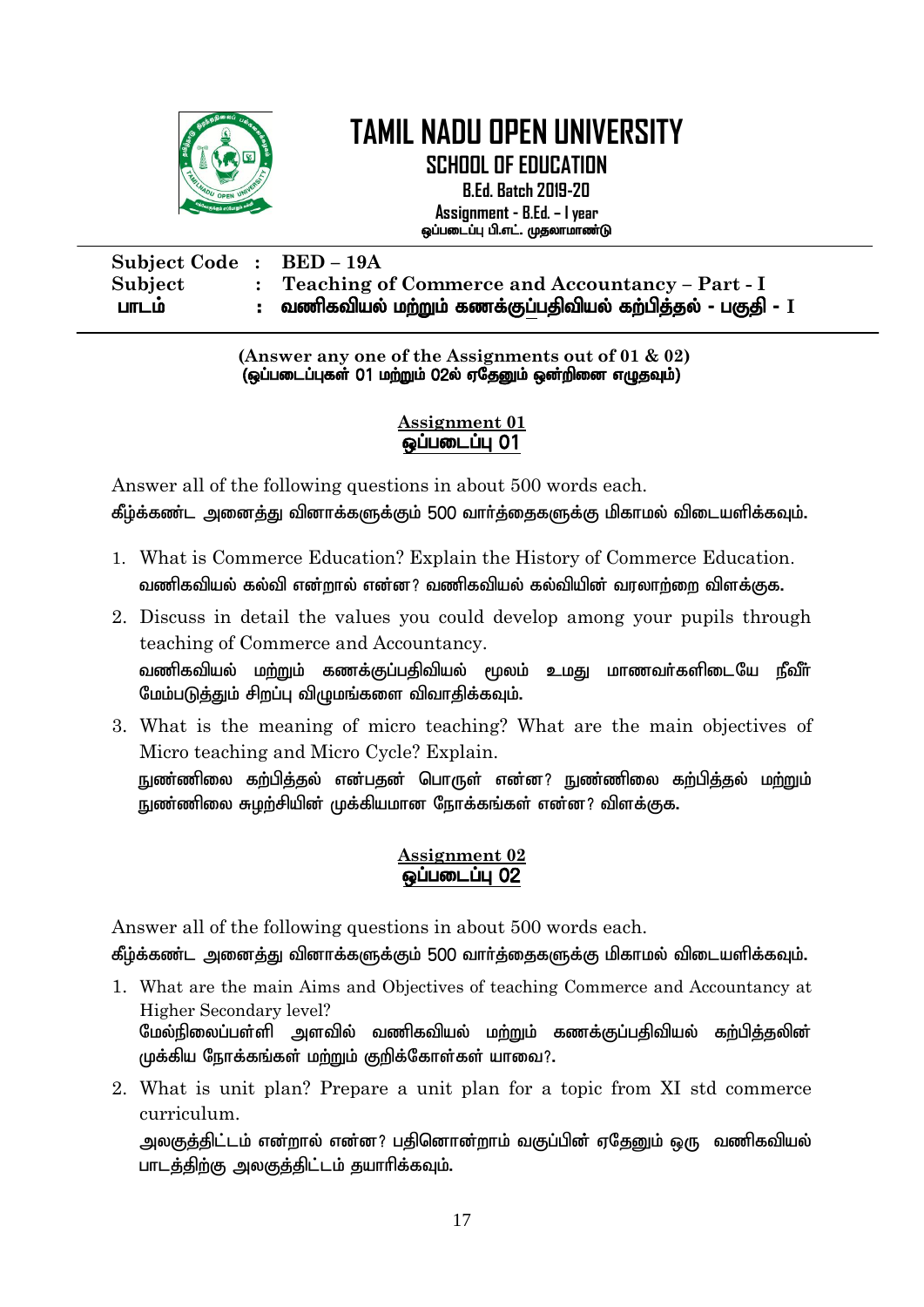# TAMIL NADU OPEN UNIVERSITY

## SCHOOL OF EDUCATION

**B.Ed. Batch 2019-20**

**Assignment - B.Ed. – I year**

ஒப்படைப்பு பி.எட். முதலாமாண்டு

**Subject Code :** BED – 19A

**Subject :** Teaching of Commerce and Accountancy – Part - I

**பாடம் :** வணிகவியல் மற்றும் கணக்குப்பதிவியல் கற்பித்தல் - பகுதி - I

**(Answer any one of the Assignments out of 01 & 02)**
**(ஒப்படைப்புகள் 01 மற்றும் 02ல் ஏதேனும் ஒன்றினை எழுதவும்)**

### Assignment 01
### ஒப்படைப்பு 01

Answer all of the following questions in about 500 words each.

கீழ்க்கண்ட அனைத்து வினாக்களுக்கும் 500 வார்த்தைகளுக்கு மிகாமல் விடையளிக்கவும்.

1. What is Commerce Education? Explain the History of Commerce Education.
   வணிகவியல் கல்வி என்றால் என்ன? வணிகவியல் கல்வியின் வரலாற்றை விளக்குக.
2. Discuss in detail the values you could develop among your pupils through teaching of Commerce and Accountancy.
   வணிகவியல் மற்றும் கணக்குப்பதிவியல் மூலம் உமது மாணவர்களிடையே நீவீர் மேம்படுத்தும் சிறப்பு விழுமங்களை விவாதிக்கவும்.
3. What is the meaning of micro teaching? What are the main objectives of Micro teaching and Micro Cycle? Explain.
   நுண்ணிலை கற்பித்தல் என்பதன் பொருள் என்ன? நுண்ணிலை கற்பித்தல் மற்றும் நுண்ணிலை சுழற்சியின் முக்கியமான நோக்கங்கள் என்ன? விளக்குக.

### Assignment 02
### ஒப்படைப்பு 02

Answer all of the following questions in about 500 words each.

கீழ்க்கண்ட அனைத்து வினாக்களுக்கும் 500 வார்த்தைகளுக்கு மிகாமல் விடையளிக்கவும்.

1. What are the main Aims and Objectives of teaching Commerce and Accountancy at Higher Secondary level?
   மேல்நிலைப்பள்ளி அளவில் வணிகவியல் மற்றும் கணக்குப்பதிவியல் கற்பித்தலின் முக்கிய நோக்கங்கள் மற்றும் குறிக்கோள்கள் யாவை?.
2. What is unit plan? Prepare a unit plan for a topic from XI std commerce curriculum.
   அலகுத்திட்டம் என்றால் என்ன? பதினொன்றாம் வகுப்பின் ஏதேனும் ஒரு வணிகவியல் பாடத்திற்கு அலகுத்திட்டம் தயாரிக்கவும்.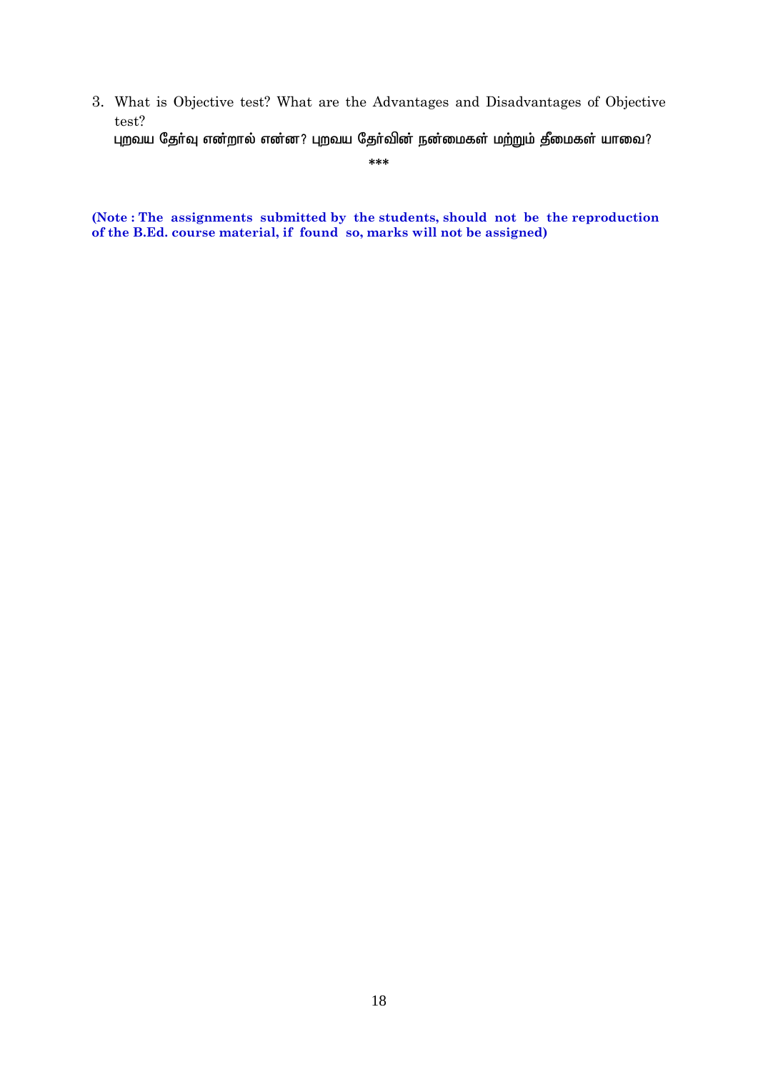3. What is Objective test? What are the Advantages and Disadvantages of Objective test?
   புறவய தேர்வு என்றால் என்ன? புறவய தேர்வின் நன்மைகள் மற்றும் தீமைகள் யாவை?

***

**(Note : The assignments submitted by the students, should not be the reproduction of the B.Ed. course material, if found so, marks will not be assigned)**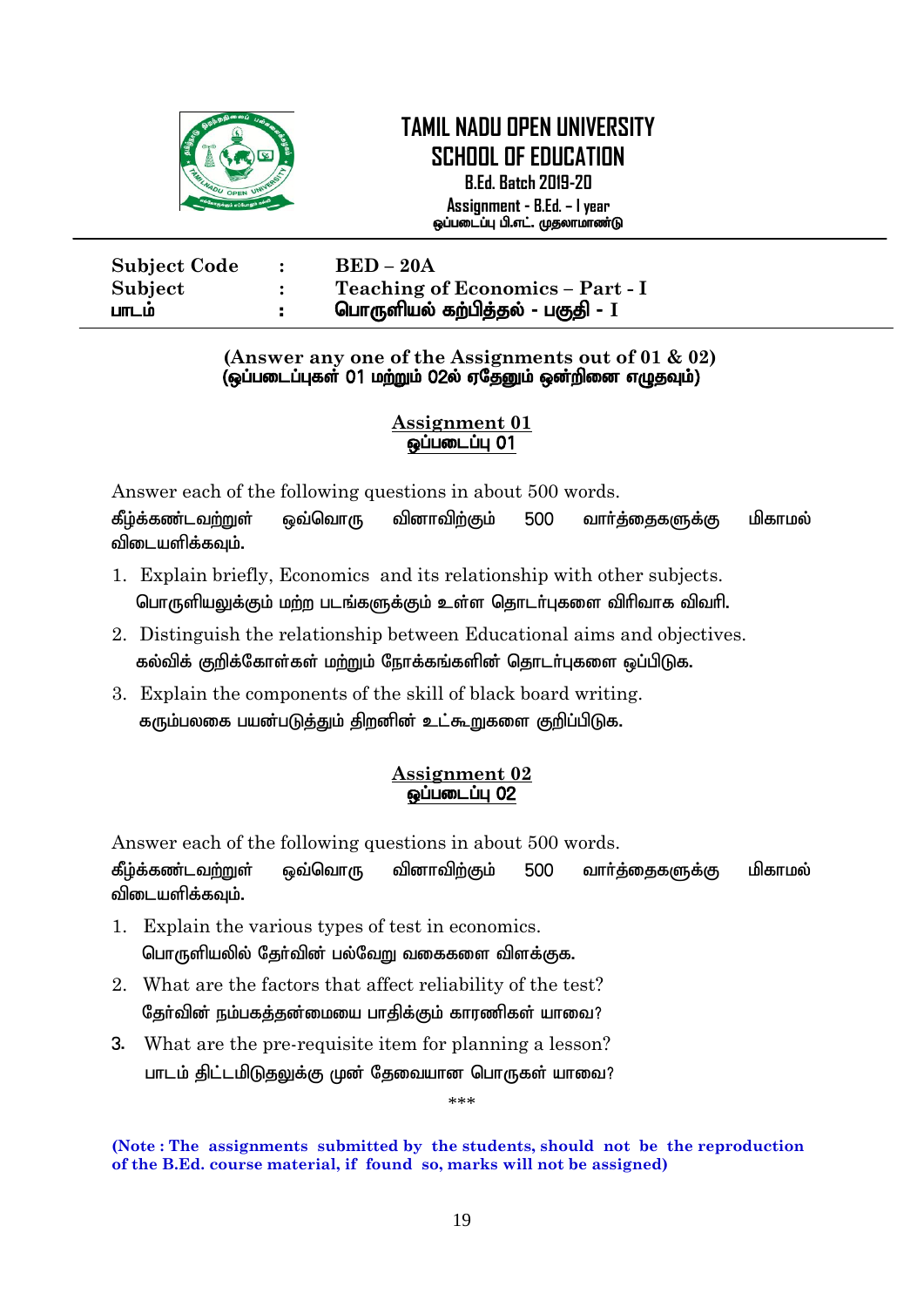# TAMIL NADU OPEN UNIVERSITY
## SCHOOL OF EDUCATION

**B.Ed. Batch 2019-20**

**Assignment - B.Ed. – I year**

ஒப்படைப்பு பி.எட். முதலாமாண்டு

| | | |
|---|---|---|
| **Subject Code** | **:** | **BED – 20A** |
| **Subject** | **:** | **Teaching of Economics – Part - I** |
| **பாடம்** | **:** | **பொருளியல் கற்பித்தல் - பகுதி - I** |

**(Answer any one of the Assignments out of 01 & 02)**
**(ஒப்படைப்புகள் 01 மற்றும் 02ல் ஏதேனும் ஒன்றினை எழுதவும்)**

### Assignment 01
### ஒப்படைப்பு 01

Answer each of the following questions in about 500 words.
கீழ்க்கண்டவற்றுள் ஒவ்வொரு வினாவிற்கும் 500 வார்த்தைகளுக்கு மிகாமல் விடையளிக்கவும்.

1. Explain briefly, Economics and its relationship with other subjects.
   பொருளியலுக்கும் மற்ற படங்களுக்கும் உள்ள தொடர்புகளை விரிவாக விவரி.
2. Distinguish the relationship between Educational aims and objectives.
   கல்விக் குறிக்கோள்கள் மற்றும் நோக்கங்களின் தொடர்புகளை ஒப்பிடுக.
3. Explain the components of the skill of black board writing.
   கரும்பலகை பயன்படுத்தும் திறனின் உட்கூறுகளை குறிப்பிடுக.

### Assignment 02
### ஒப்படைப்பு 02

Answer each of the following questions in about 500 words.
கீழ்க்கண்டவற்றுள் ஒவ்வொரு வினாவிற்கும் 500 வார்த்தைகளுக்கு மிகாமல் விடையளிக்கவும்.

1. Explain the various types of test in economics.
   பொருளியலில் தேர்வின் பல்வேறு வகைகளை விளக்குக.
2. What are the factors that affect reliability of the test?
   தேர்வின் நம்பகத்தன்மையை பாதிக்கும் காரணிகள் யாவை?
3. What are the pre-requisite item for planning a lesson?
   பாடம் திட்டமிடுதலுக்கு முன் தேவையான பொருகள் யாவை?

***

**(Note : The assignments submitted by the students, should not be the reproduction of the B.Ed. course material, if found so, marks will not be assigned)**